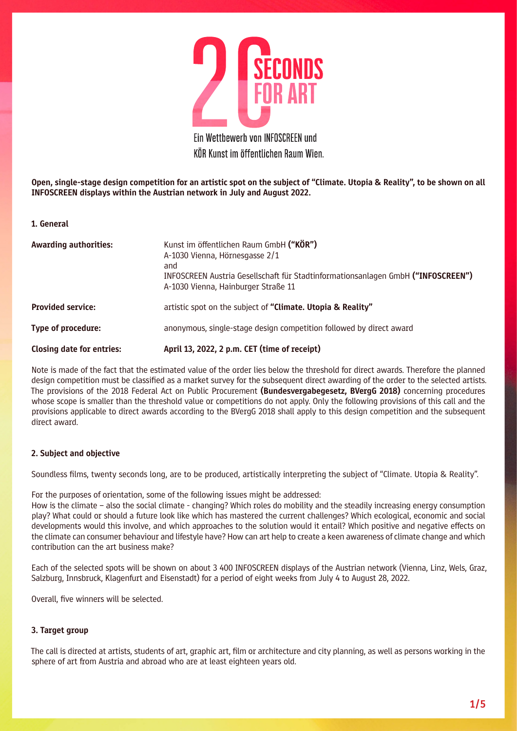# 20 SECONDS FOR ART

Ein Wettbewerb von INFOSCREEN und KÖR Kunst im öffentlichen Raum Wien.

**Open, single-stage design competition for an artistic spot on the subject of "Climate. Utopia & Reality", to be shown on all INFOSCREEN displays within the Austrian network in July and August 2022.**

## 1. General

| | |
|---|---|
| **Awarding authorities:** | Kunst im öffentlichen Raum GmbH **("KÖR")**<br>A-1030 Vienna, Hörnesgasse 2/1<br>and<br>INFOSCREEN Austria Gesellschaft für Stadtinformationsanlagen GmbH **("INFOSCREEN")**<br>A-1030 Vienna, Hainburger Straße 11 |
| **Provided service:** | artistic spot on the subject of **"Climate. Utopia & Reality"** |
| **Type of procedure:** | anonymous, single-stage design competition followed by direct award |
| **Closing date for entries:** | **April 13, 2022, 2 p.m. CET (time of receipt)** |

Note is made of the fact that the estimated value of the order lies below the threshold for direct awards. Therefore the planned design competition must be classified as a market survey for the subsequent direct awarding of the order to the selected artists. The provisions of the 2018 Federal Act on Public Procurement **(Bundesvergabegesetz, BVergG 2018)** concerning procedures whose scope is smaller than the threshold value or competitions do not apply. Only the following provisions of this call and the provisions applicable to direct awards according to the BVergG 2018 shall apply to this design competition and the subsequent direct award.

## 2. Subject and objective

Soundless films, twenty seconds long, are to be produced, artistically interpreting the subject of "Climate. Utopia & Reality".

For the purposes of orientation, some of the following issues might be addressed:
How is the climate – also the social climate - changing? Which roles do mobility and the steadily increasing energy consumption play? What could or should a future look like which has mastered the current challenges? Which ecological, economic and social developments would this involve, and which approaches to the solution would it entail? Which positive and negative effects on the climate can consumer behaviour and lifestyle have? How can art help to create a keen awareness of climate change and which contribution can the art business make?

Each of the selected spots will be shown on about 3 400 INFOSCREEN displays of the Austrian network (Vienna, Linz, Wels, Graz, Salzburg, Innsbruck, Klagenfurt and Eisenstadt) for a period of eight weeks from July 4 to August 28, 2022.

Overall, five winners will be selected.

## 3. Target group

The call is directed at artists, students of art, graphic art, film or architecture and city planning, as well as persons working in the sphere of art from Austria and abroad who are at least eighteen years old.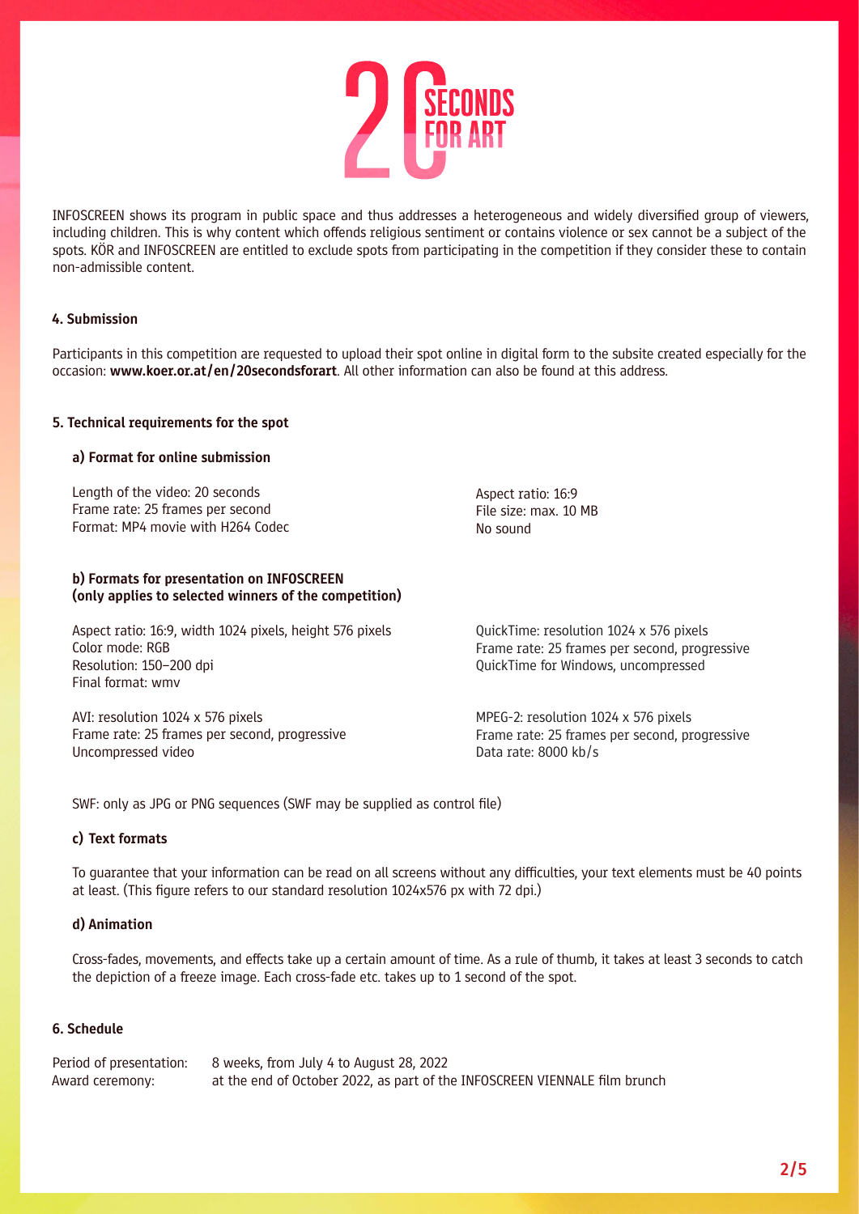INFOSCREEN shows its program in public space and thus addresses a heterogeneous and widely diversified group of viewers, including children. This is why content which offends religious sentiment or contains violence or sex cannot be a subject of the spots. KÖR and INFOSCREEN are entitled to exclude spots from participating in the competition if they consider these to contain non-admissible content.

## 4. Submission

Participants in this competition are requested to upload their spot online in digital form to the subsite created especially for the occasion: **www.koer.or.at/en/20secondsforart**. All other information can also be found at this address.

## 5. Technical requirements for the spot

### a) Format for online submission

Length of the video: 20 seconds
Frame rate: 25 frames per second
Format: MP4 movie with H264 Codec

Aspect ratio: 16:9
File size: max. 10 MB
No sound

### b) Formats for presentation on INFOSCREEN (only applies to selected winners of the competition)

Aspect ratio: 16:9, width 1024 pixels, height 576 pixels
Color mode: RGB
Resolution: 150–200 dpi
Final format: wmv

QuickTime: resolution 1024 x 576 pixels
Frame rate: 25 frames per second, progressive
QuickTime for Windows, uncompressed

AVI: resolution 1024 x 576 pixels
Frame rate: 25 frames per second, progressive
Uncompressed video

MPEG-2: resolution 1024 x 576 pixels
Frame rate: 25 frames per second, progressive
Data rate: 8000 kb/s

SWF: only as JPG or PNG sequences (SWF may be supplied as control file)

### c) Text formats

To guarantee that your information can be read on all screens without any difficulties, your text elements must be 40 points at least. (This figure refers to our standard resolution 1024x576 px with 72 dpi.)

### d) Animation

Cross-fades, movements, and effects take up a certain amount of time. As a rule of thumb, it takes at least 3 seconds to catch the depiction of a freeze image. Each cross-fade etc. takes up to 1 second of the spot.

## 6. Schedule

Period of presentation: 8 weeks, from July 4 to August 28, 2022
Award ceremony: at the end of October 2022, as part of the INFOSCREEN VIENNALE film brunch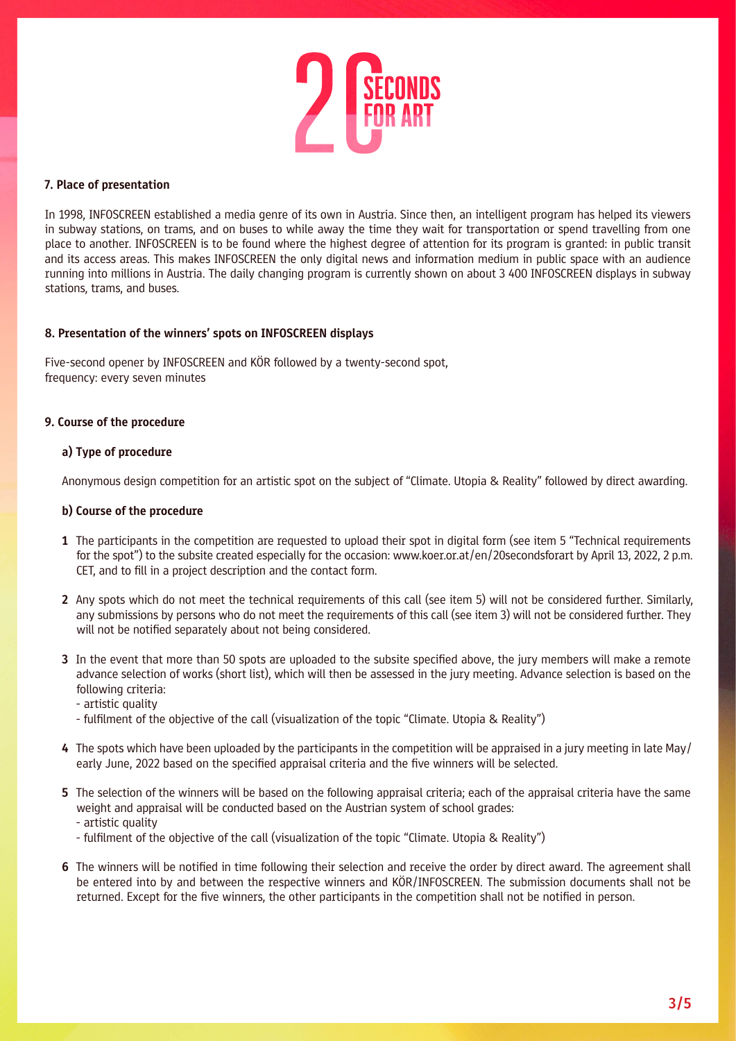## 7. Place of presentation

In 1998, INFOSCREEN established a media genre of its own in Austria. Since then, an intelligent program has helped its viewers in subway stations, on trams, and on buses to while away the time they wait for transportation or spend travelling from one place to another. INFOSCREEN is to be found where the highest degree of attention for its program is granted: in public transit and its access areas. This makes INFOSCREEN the only digital news and information medium in public space with an audience running into millions in Austria. The daily changing program is currently shown on about 3 400 INFOSCREEN displays in subway stations, trams, and buses.

## 8. Presentation of the winners' spots on INFOSCREEN displays

Five-second opener by INFOSCREEN and KÖR followed by a twenty-second spot,
frequency: every seven minutes

## 9. Course of the procedure

### a) Type of procedure

Anonymous design competition for an artistic spot on the subject of "Climate. Utopia & Reality" followed by direct awarding.

### b) Course of the procedure

1. The participants in the competition are requested to upload their spot in digital form (see item 5 "Technical requirements for the spot") to the subsite created especially for the occasion: www.koer.or.at/en/20secondsforart by April 13, 2022, 2 p.m. CET, and to fill in a project description and the contact form.

2. Any spots which do not meet the technical requirements of this call (see item 5) will not be considered further. Similarly, any submissions by persons who do not meet the requirements of this call (see item 3) will not be considered further. They will not be notified separately about not being considered.

3. In the event that more than 50 spots are uploaded to the subsite specified above, the jury members will make a remote advance selection of works (short list), which will then be assessed in the jury meeting. Advance selection is based on the following criteria:
   - artistic quality
   - fulfilment of the objective of the call (visualization of the topic "Climate. Utopia & Reality")

4. The spots which have been uploaded by the participants in the competition will be appraised in a jury meeting in late May/ early June, 2022 based on the specified appraisal criteria and the five winners will be selected.

5. The selection of the winners will be based on the following appraisal criteria; each of the appraisal criteria have the same weight and appraisal will be conducted based on the Austrian system of school grades:
   - artistic quality
   - fulfilment of the objective of the call (visualization of the topic "Climate. Utopia & Reality")

6. The winners will be notified in time following their selection and receive the order by direct award. The agreement shall be entered into by and between the respective winners and KÖR/INFOSCREEN. The submission documents shall not be returned. Except for the five winners, the other participants in the competition shall not be notified in person.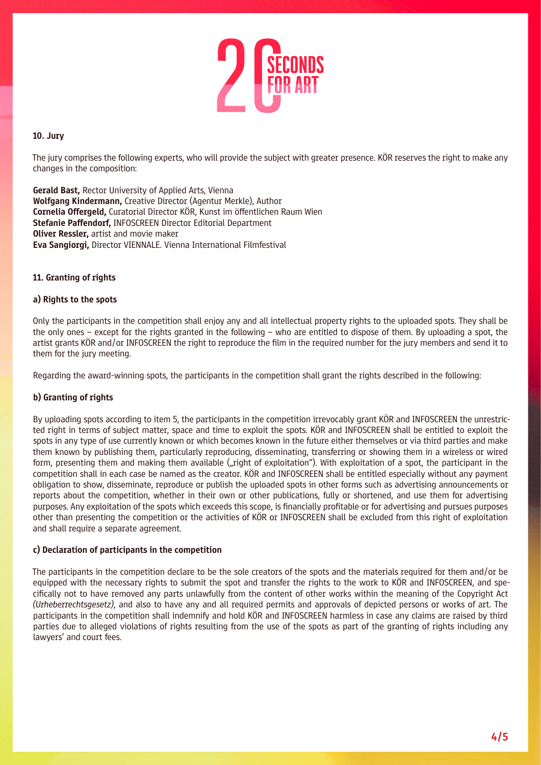## 10. Jury

The jury comprises the following experts, who will provide the subject with greater presence. KÖR reserves the right to make any changes in the composition:

**Gerald Bast,** Rector University of Applied Arts, Vienna
**Wolfgang Kindermann,** Creative Director (Agentur Merkle), Author
**Cornelia Offergeld,** Curatorial Director KÖR, Kunst im öffentlichen Raum Wien
**Stefanie Paffendorf,** INFOSCREEN Director Editorial Department
**Oliver Ressler,** artist and movie maker
**Eva Sangiorgi,** Director VIENNALE. Vienna International Filmfestival

## 11. Granting of rights

### a) Rights to the spots

Only the participants in the competition shall enjoy any and all intellectual property rights to the uploaded spots. They shall be the only ones – except for the rights granted in the following – who are entitled to dispose of them. By uploading a spot, the artist grants KÖR and/or INFOSCREEN the right to reproduce the film in the required number for the jury members and send it to them for the jury meeting.

Regarding the award-winning spots, the participants in the competition shall grant the rights described in the following:

### b) Granting of rights

By uploading spots according to item 5, the participants in the competition irrevocably grant KÖR and INFOSCREEN the unrestricted right in terms of subject matter, space and time to exploit the spots. KÖR and INFOSCREEN shall be entitled to exploit the spots in any type of use currently known or which becomes known in the future either themselves or via third parties and make them known by publishing them, particularly reproducing, disseminating, transferring or showing them in a wireless or wired form, presenting them and making them available („right of exploitation"). With exploitation of a spot, the participant in the competition shall in each case be named as the creator. KÖR and INFOSCREEN shall be entitled especially without any payment obligation to show, disseminate, reproduce or publish the uploaded spots in other forms such as advertising announcements or reports about the competition, whether in their own or other publications, fully or shortened, and use them for advertising purposes. Any exploitation of the spots which exceeds this scope, is financially profitable or for advertising and pursues purposes other than presenting the competition or the activities of KÖR or INFOSCREEN shall be excluded from this right of exploitation and shall require a separate agreement.

### c) Declaration of participants in the competition

The participants in the competition declare to be the sole creators of the spots and the materials required for them and/or be equipped with the necessary rights to submit the spot and transfer the rights to the work to KÖR and INFOSCREEN, and specifically not to have removed any parts unlawfully from the content of other works within the meaning of the Copyright Act *(Urheberrechtsgesetz)*, and also to have any and all required permits and approvals of depicted persons or works of art. The participants in the competition shall indemnify and hold KÖR and INFOSCREEN harmless in case any claims are raised by third parties due to alleged violations of rights resulting from the use of the spots as part of the granting of rights including any lawyers' and court fees.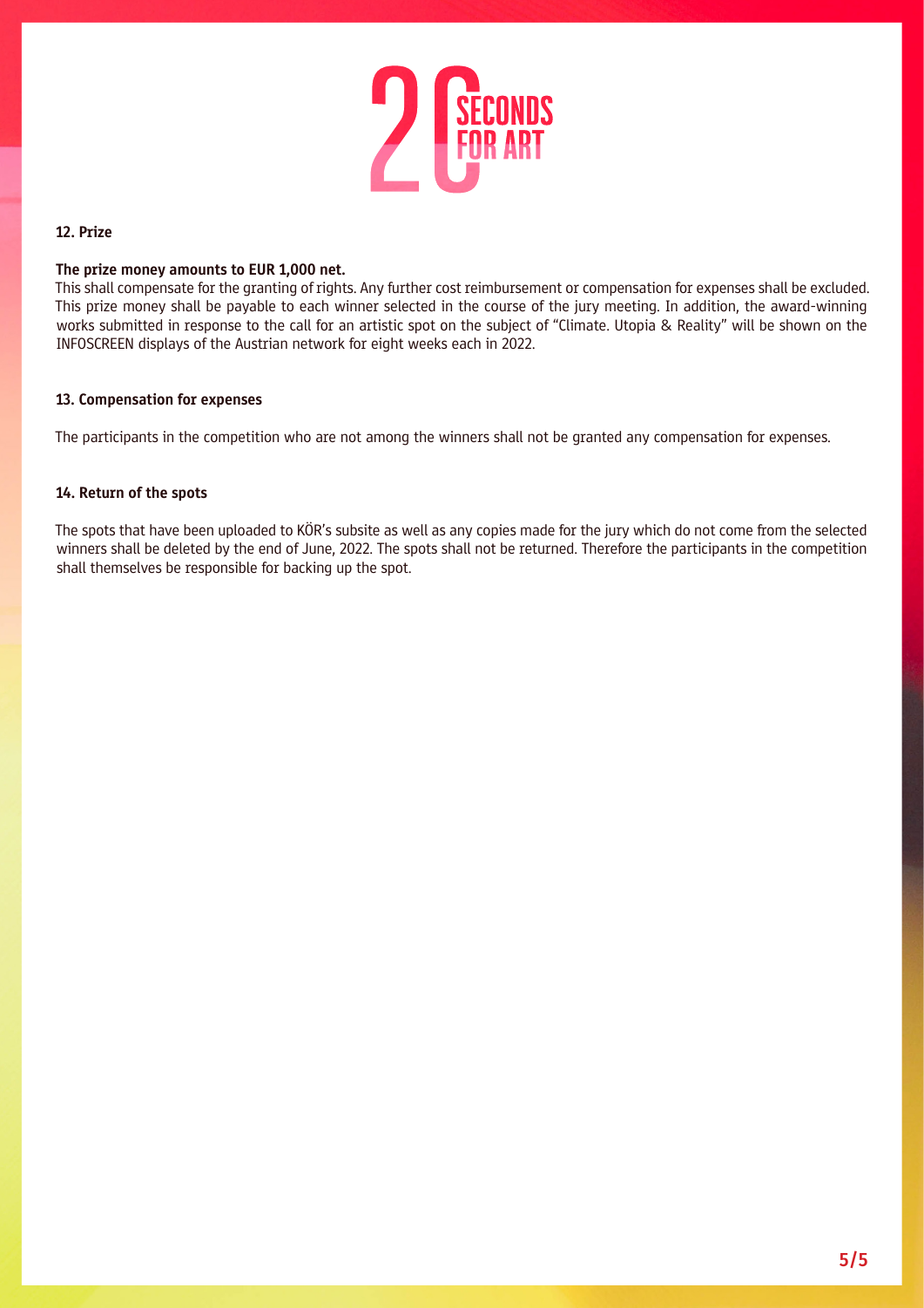**12. Prize**

**The prize money amounts to EUR 1,000 net.**
This shall compensate for the granting of rights. Any further cost reimbursement or compensation for expenses shall be excluded. This prize money shall be payable to each winner selected in the course of the jury meeting. In addition, the award-winning works submitted in response to the call for an artistic spot on the subject of "Climate. Utopia & Reality" will be shown on the INFOSCREEN displays of the Austrian network for eight weeks each in 2022.

**13. Compensation for expenses**

The participants in the competition who are not among the winners shall not be granted any compensation for expenses.

**14. Return of the spots**

The spots that have been uploaded to KÖR's subsite as well as any copies made for the jury which do not come from the selected winners shall be deleted by the end of June, 2022. The spots shall not be returned. Therefore the participants in the competition shall themselves be responsible for backing up the spot.